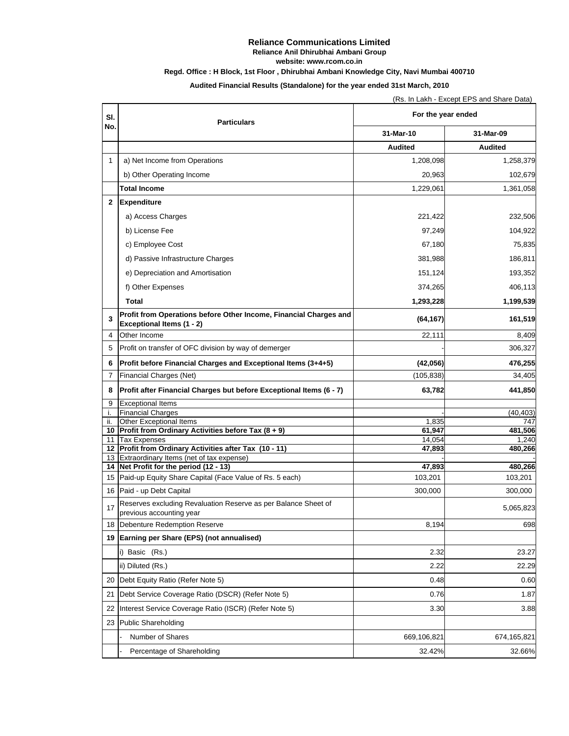# Reliance Communications Limited

**Reliance Anil Dhirubhai Ambani Group**

**website: www.rcom.co.in**

**Regd. Office : H Block, 1st Floor , Dhirubhai Ambani Knowledge City, Navi Mumbai 400710**

**Audited Financial Results (Standalone) for the year ended 31st March, 2010**

(Rs. In Lakh - Except EPS and Share Data)

| Sl. No. | Particulars | For the year ended | |
|---|---|---|---|
| | | 31-Mar-10 | 31-Mar-09 |
| | | **Audited** | **Audited** |
| 1 | a) Net Income from Operations | 1,208,098 | 1,258,379 |
| | b) Other Operating Income | 20,963 | 102,679 |
| | **Total Income** | 1,229,061 | 1,361,058 |
| **2** | **Expenditure** | | |
| | a) Access Charges | 221,422 | 232,506 |
| | b) License Fee | 97,249 | 104,922 |
| | c) Employee Cost | 67,180 | 75,835 |
| | d) Passive Infrastructure Charges | 381,988 | 186,811 |
| | e) Depreciation and Amortisation | 151,124 | 193,352 |
| | f) Other Expenses | 374,265 | 406,113 |
| | **Total** | **1,293,228** | **1,199,539** |
| **3** | **Profit from Operations before Other Income, Financial Charges and Exceptional Items (1 - 2)** | **(64,167)** | **161,519** |
| 4 | Other Income | 22,111 | 8,409 |
| 5 | Profit on transfer of OFC division by way of demerger | - | 306,327 |
| **6** | **Profit before Financial Charges and Exceptional Items (3+4+5)** | **(42,056)** | **476,255** |
| 7 | Financial Charges (Net) | (105,838) | 34,405 |
| **8** | **Profit after Financial Charges but before Exceptional Items (6 - 7)** | **63,782** | **441,850** |
| 9 | Exceptional Items | | |
| i. | Financial Charges | - | (40,403) |
| ii. | Other Exceptional Items | 1,835 | 747 |
| **10** | **Profit from Ordinary Activities before Tax (8 + 9)** | **61,947** | **481,506** |
| 11 | Tax Expenses | 14,054 | 1,240 |
| **12** | **Profit from Ordinary Activities after Tax (10 - 11)** | **47,893** | **480,266** |
| 13 | Extraordinary Items (net of tax expense) | - | - |
| **14** | **Net Profit for the period (12 - 13)** | **47,893** | **480,266** |
| 15 | Paid-up Equity Share Capital (Face Value of Rs. 5 each) | 103,201 | 103,201 |
| 16 | Paid - up Debt Capital | 300,000 | 300,000 |
| 17 | Reserves excluding Revaluation Reserve as per Balance Sheet of previous accounting year | | 5,065,823 |
| 18 | Debenture Redemption Reserve | 8,194 | 698 |
| **19** | **Earning per Share (EPS) (not annualised)** | | |
| | i) Basic (Rs.) | 2.32 | 23.27 |
| | ii) Diluted (Rs.) | 2.22 | 22.29 |
| 20 | Debt Equity Ratio (Refer Note 5) | 0.48 | 0.60 |
| 21 | Debt Service Coverage Ratio (DSCR) (Refer Note 5) | 0.76 | 1.87 |
| 22 | Interest Service Coverage Ratio (ISCR) (Refer Note 5) | 3.30 | 3.88 |
| 23 | Public Shareholding | | |
| | - Number of Shares | 669,106,821 | 674,165,821 |
| | - Percentage of Shareholding | 32.42% | 32.66% |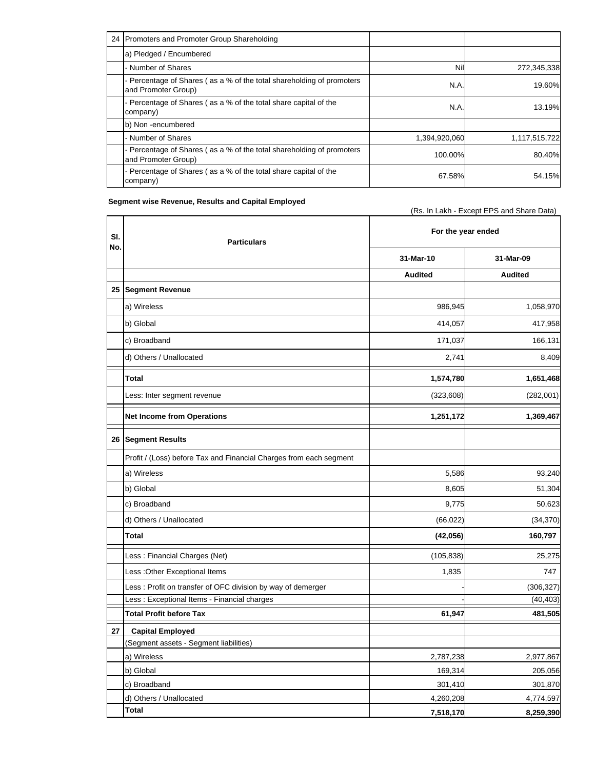| 24 | Promoters and Promoter Group Shareholding | | |
|---|---|---|---|
| | a) Pledged / Encumbered | | |
| | - Number of Shares | Nil | 272,345,338 |
| | - Percentage of Shares ( as a % of the total shareholding of promoters and Promoter Group) | N.A. | 19.60% |
| | - Percentage of Shares ( as a % of the total share capital of the company) | N.A. | 13.19% |
| | b) Non -encumbered | | |
| | - Number of Shares | 1,394,920,060 | 1,117,515,722 |
| | - Percentage of Shares ( as a % of the total shareholding of promoters and Promoter Group) | 100.00% | 80.40% |
| | - Percentage of Shares ( as a % of the total share capital of the company) | 67.58% | 54.15% |

**Segment wise Revenue, Results and Capital Employed**

(Rs. In Lakh - Except EPS and Share Data)

| Sl. No. | Particulars | For the year ended | |
|---|---|---|---|
| | | 31-Mar-10 | 31-Mar-09 |
| | | Audited | Audited |
| 25 | **Segment Revenue** | | |
| | a) Wireless | 986,945 | 1,058,970 |
| | b) Global | 414,057 | 417,958 |
| | c) Broadband | 171,037 | 166,131 |
| | d) Others / Unallocated | 2,741 | 8,409 |
| | **Total** | **1,574,780** | **1,651,468** |
| | Less: Inter segment revenue | (323,608) | (282,001) |
| | **Net Income from Operations** | **1,251,172** | **1,369,467** |
| 26 | **Segment Results** | | |
| | Profit / (Loss) before Tax and Financial Charges from each segment | | |
| | a) Wireless | 5,586 | 93,240 |
| | b) Global | 8,605 | 51,304 |
| | c) Broadband | 9,775 | 50,623 |
| | d) Others / Unallocated | (66,022) | (34,370) |
| | **Total** | **(42,056)** | **160,797** |
| | Less : Financial Charges (Net) | (105,838) | 25,275 |
| | Less :Other Exceptional Items | 1,835 | 747 |
| | Less : Profit on transfer of OFC division by way of demerger | - | (306,327) |
| | Less : Exceptional Items - Financial charges | - | (40,403) |
| | **Total Profit before Tax** | **61,947** | **481,505** |
| 27 | **Capital Employed** | | |
| | (Segment assets - Segment liabilities) | | |
| | a) Wireless | 2,787,238 | 2,977,867 |
| | b) Global | 169,314 | 205,056 |
| | c) Broadband | 301,410 | 301,870 |
| | d) Others / Unallocated | 4,260,208 | 4,774,597 |
| | **Total** | **7,518,170** | **8,259,390** |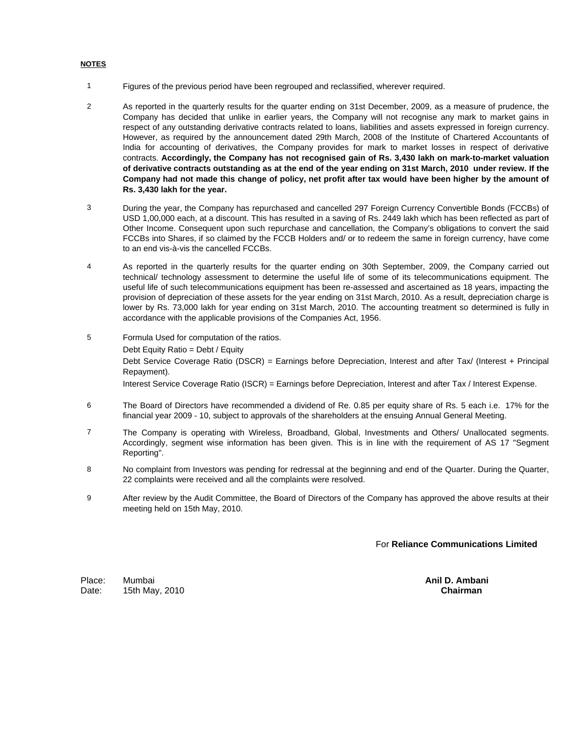**NOTES**

1. Figures of the previous period have been regrouped and reclassified, wherever required.

2. As reported in the quarterly results for the quarter ending on 31st December, 2009, as a measure of prudence, the Company has decided that unlike in earlier years, the Company will not recognise any mark to market gains in respect of any outstanding derivative contracts related to loans, liabilities and assets expressed in foreign currency. However, as required by the announcement dated 29th March, 2008 of the Institute of Chartered Accountants of India for accounting of derivatives, the Company provides for mark to market losses in respect of derivative contracts. **Accordingly, the Company has not recognised gain of Rs. 3,430 lakh on mark-to-market valuation of derivative contracts outstanding as at the end of the year ending on 31st March, 2010 under review. If the Company had not made this change of policy, net profit after tax would have been higher by the amount of Rs. 3,430 lakh for the year.**

3. During the year, the Company has repurchased and cancelled 297 Foreign Currency Convertible Bonds (FCCBs) of USD 1,00,000 each, at a discount. This has resulted in a saving of Rs. 2449 lakh which has been reflected as part of Other Income. Consequent upon such repurchase and cancellation, the Company's obligations to convert the said FCCBs into Shares, if so claimed by the FCCB Holders and/ or to redeem the same in foreign currency, have come to an end vis-à-vis the cancelled FCCBs.

4. As reported in the quarterly results for the quarter ending on 30th September, 2009, the Company carried out technical/ technology assessment to determine the useful life of some of its telecommunications equipment. The useful life of such telecommunications equipment has been re-assessed and ascertained as 18 years, impacting the provision of depreciation of these assets for the year ending on 31st March, 2010. As a result, depreciation charge is lower by Rs. 73,000 lakh for year ending on 31st March, 2010. The accounting treatment so determined is fully in accordance with the applicable provisions of the Companies Act, 1956.

5. Formula Used for computation of the ratios.

   Debt Equity Ratio = Debt / Equity

   Debt Service Coverage Ratio (DSCR) = Earnings before Depreciation, Interest and after Tax/ (Interest + Principal Repayment).

   Interest Service Coverage Ratio (ISCR) = Earnings before Depreciation, Interest and after Tax / Interest Expense.

6. The Board of Directors have recommended a dividend of Re. 0.85 per equity share of Rs. 5 each i.e. 17% for the financial year 2009 - 10, subject to approvals of the shareholders at the ensuing Annual General Meeting.

7. The Company is operating with Wireless, Broadband, Global, Investments and Others/ Unallocated segments. Accordingly, segment wise information has been given. This is in line with the requirement of AS 17 "Segment Reporting".

8. No complaint from Investors was pending for redressal at the beginning and end of the Quarter. During the Quarter, 22 complaints were received and all the complaints were resolved.

9. After review by the Audit Committee, the Board of Directors of the Company has approved the above results at their meeting held on 15th May, 2010.

For **Reliance Communications Limited**

Place: Mumbai
Date: 15th May, 2010

**Anil D. Ambani**
**Chairman**